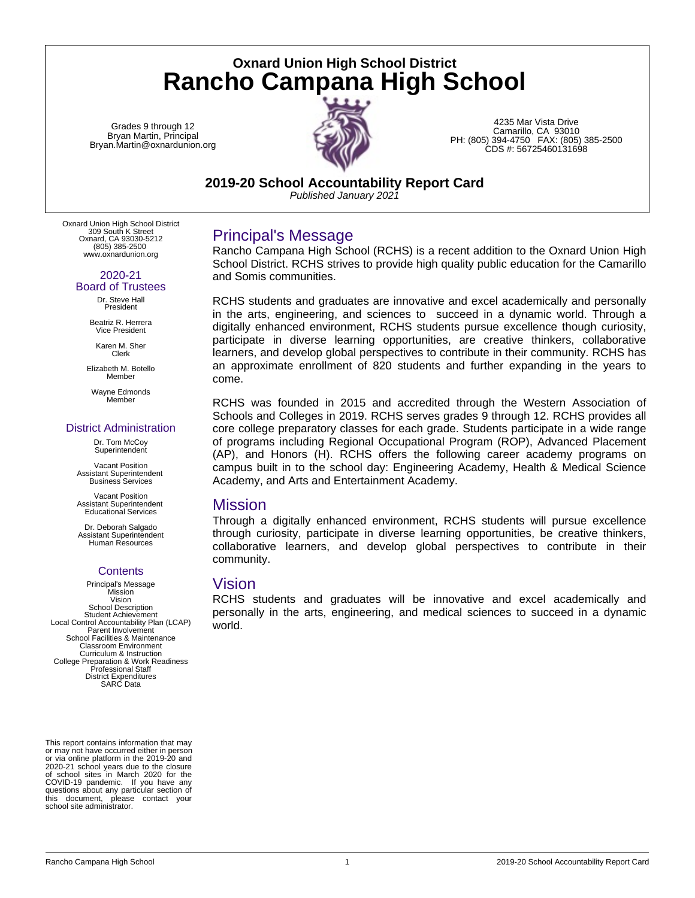## Oxard Union High School District

# Rancho Campana High School

Grades 9 through 12
Bryan Martin, Principal
Bryan.Martin@oxnardunion.org

4235 Mar Vista Drive
Camarillo, CA 93010
PH: (805) 394-4750 FAX: (805) 385-2500
CDS #: 56725460131698

## 2019-20 School Accountability Report Card

*Published January 2021*

Oxnard Union High School District
309 South K Street
Oxnard, CA 93030-5212
(805) 385-2500
www.oxnardunion.org

### 2020-21 Board of Trustees

Dr. Steve Hall
President

Beatriz R. Herrera
Vice President

Karen M. Sher
Clerk

Elizabeth M. Botello
Member

Wayne Edmonds
Member

### District Administration

Dr. Tom McCoy
Superintendent

Vacant Position
Assistant Superintendent
Business Services

Vacant Position
Assistant Superintendent
Educational Services

Dr. Deborah Salgado
Assistant Superintendent
Human Resources

### Contents

Principal's Message
Mission
Vision
School Description
Student Achievement
Local Control Accountability Plan (LCAP)
Parent Involvement
School Facilities & Maintenance
Classroom Environment
Curriculum & Instruction
College Preparation & Work Readiness
Professional Staff
District Expenditures
SARC Data

This report contains information that may or may not have occurred either in person or via online platform in the 2019-20 and 2020-21 school years due to the closure of school sites in March 2020 for the COVID-19 pandemic. If you have any questions about any particular section of this document, please contact your school site administrator.

## Principal's Message

Rancho Campana High School (RCHS) is a recent addition to the Oxnard Union High School District. RCHS strives to provide high quality public education for the Camarillo and Somis communities.

RCHS students and graduates are innovative and excel academically and personally in the arts, engineering, and sciences to succeed in a dynamic world. Through a digitally enhanced environment, RCHS students pursue excellence though curiosity, participate in diverse learning opportunities, are creative thinkers, collaborative learners, and develop global perspectives to contribute in their community. RCHS has an approximate enrollment of 820 students and further expanding in the years to come.

RCHS was founded in 2015 and accredited through the Western Association of Schools and Colleges in 2019. RCHS serves grades 9 through 12. RCHS provides all core college preparatory classes for each grade. Students participate in a wide range of programs including Regional Occupational Program (ROP), Advanced Placement (AP), and Honors (H). RCHS offers the following career academy programs on campus built in to the school day: Engineering Academy, Health & Medical Science Academy, and Arts and Entertainment Academy.

## Mission

Through a digitally enhanced environment, RCHS students will pursue excellence through curiosity, participate in diverse learning opportunities, be creative thinkers, collaborative learners, and develop global perspectives to contribute in their community.

## Vision

RCHS students and graduates will be innovative and excel academically and personally in the arts, engineering, and medical sciences to succeed in a dynamic world.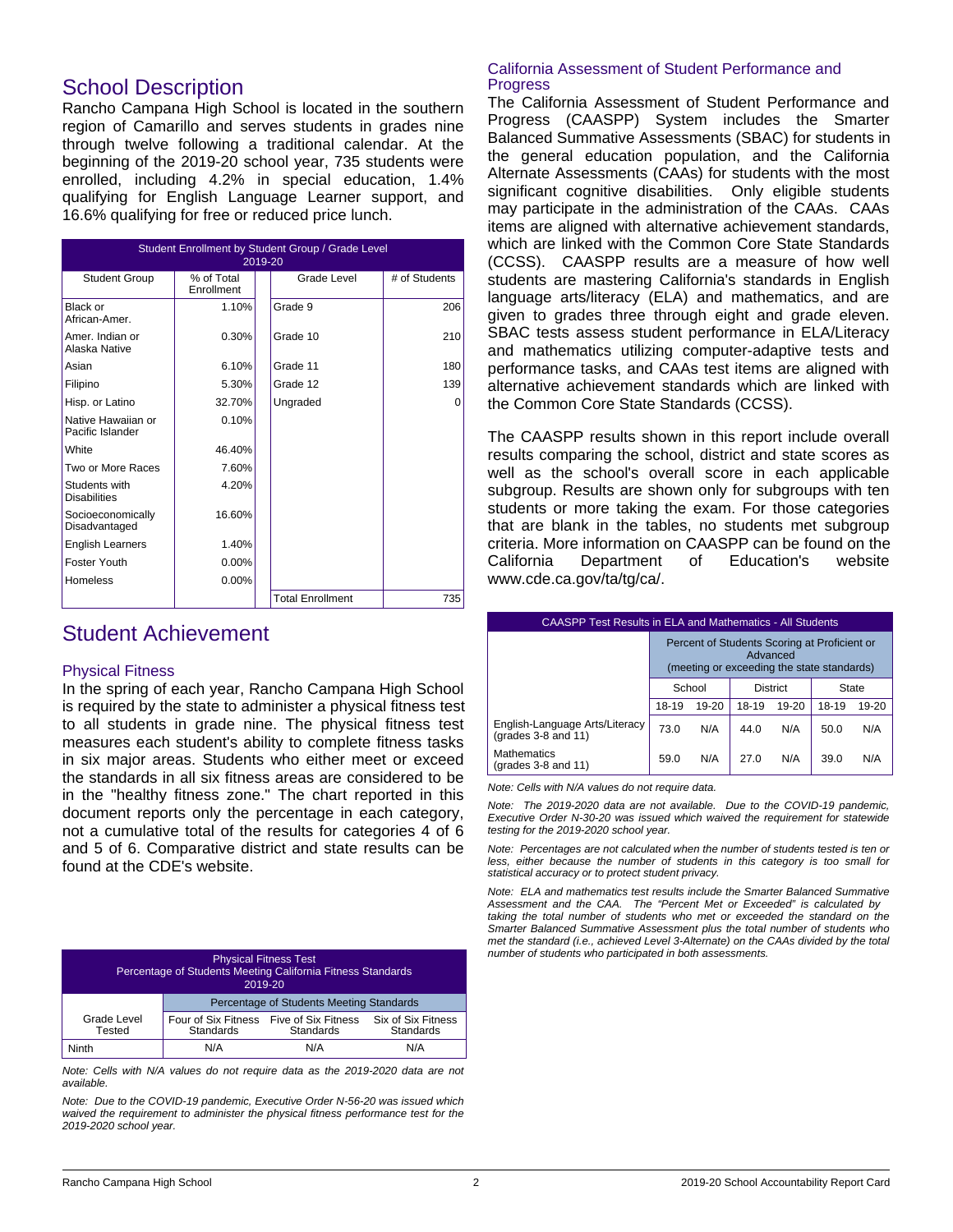## School Description

Rancho Campana High School is located in the southern region of Camarillo and serves students in grades nine through twelve following a traditional calendar. At the beginning of the 2019-20 school year, 735 students were enrolled, including 4.2% in special education, 1.4% qualifying for English Language Learner support, and 16.6% qualifying for free or reduced price lunch.

| Student Enrollment by Student Group / Grade Level 2019-20 | | | | |
|---|---|---|---|---|
| Student Group | % of Total Enrollment | | Grade Level | # of Students |
| Black or African-Amer. | 1.10% | | Grade 9 | 206 |
| Amer. Indian or Alaska Native | 0.30% | | Grade 10 | 210 |
| Asian | 6.10% | | Grade 11 | 180 |
| Filipino | 5.30% | | Grade 12 | 139 |
| Hisp. or Latino | 32.70% | | Ungraded | 0 |
| Native Hawaiian or Pacific Islander | 0.10% | | | |
| White | 46.40% | | | |
| Two or More Races | 7.60% | | | |
| Students with Disabilities | 4.20% | | | |
| Socioeconomically Disadvantaged | 16.60% | | | |
| English Learners | 1.40% | | | |
| Foster Youth | 0.00% | | | |
| Homeless | 0.00% | | | |
| | | | Total Enrollment | 735 |

## Student Achievement

### Physical Fitness

In the spring of each year, Rancho Campana High School is required by the state to administer a physical fitness test to all students in grade nine. The physical fitness test measures each student's ability to complete fitness tasks in six major areas. Students who either meet or exceed the standards in all six fitness areas are considered to be in the "healthy fitness zone." The chart reported in this document reports only the percentage in each category, not a cumulative total of the results for categories 4 of 6 and 5 of 6. Comparative district and state results can be found at the CDE's website.

| Physical Fitness Test Percentage of Students Meeting California Fitness Standards 2019-20 | | | |
|---|---|---|---|
| | Percentage of Students Meeting Standards | | |
| Grade Level Tested | Four of Six Fitness Standards | Five of Six Fitness Standards | Six of Six Fitness Standards |
| Ninth | N/A | N/A | N/A |

*Note: Cells with N/A values do not require data as the 2019-2020 data are not available.*

*Note: Due to the COVID-19 pandemic, Executive Order N-56-20 was issued which waived the requirement to administer the physical fitness performance test for the 2019-2020 school year.*

### California Assessment of Student Performance and Progress

The California Assessment of Student Performance and Progress (CAASPP) System includes the Smarter Balanced Summative Assessments (SBAC) for students in the general education population, and the California Alternate Assessments (CAAs) for students with the most significant cognitive disabilities. Only eligible students may participate in the administration of the CAAs. CAAs items are aligned with alternative achievement standards, which are linked with the Common Core State Standards (CCSS). CAASPP results are a measure of how well students are mastering California's standards in English language arts/literacy (ELA) and mathematics, and are given to grades three through eight and grade eleven. SBAC tests assess student performance in ELA/Literacy and mathematics utilizing computer-adaptive tests and performance tasks, and CAAs test items are aligned with alternative achievement standards which are linked with the Common Core State Standards (CCSS).

The CAASPP results shown in this report include overall results comparing the school, district and state scores as well as the school's overall score in each applicable subgroup. Results are shown only for subgroups with ten students or more taking the exam. For those categories that are blank in the tables, no students met subgroup criteria. More information on CAASPP can be found on the California Department of Education's website www.cde.ca.gov/ta/tg/ca/.

| CAASPP Test Results in ELA and Mathematics - All Students | | | | | | |
|---|---|---|---|---|---|---|
| | Percent of Students Scoring at Proficient or Advanced (meeting or exceeding the state standards) | | | | | |
| | School | | District | | State | |
| | 18-19 | 19-20 | 18-19 | 19-20 | 18-19 | 19-20 |
| English-Language Arts/Literacy (grades 3-8 and 11) | 73.0 | N/A | 44.0 | N/A | 50.0 | N/A |
| Mathematics (grades 3-8 and 11) | 59.0 | N/A | 27.0 | N/A | 39.0 | N/A |

*Note: Cells with N/A values do not require data.*

*Note: The 2019-2020 data are not available. Due to the COVID-19 pandemic, Executive Order N-30-20 was issued which waived the requirement for statewide testing for the 2019-2020 school year.*

*Note: Percentages are not calculated when the number of students tested is ten or less, either because the number of students in this category is too small for statistical accuracy or to protect student privacy.*

*Note: ELA and mathematics test results include the Smarter Balanced Summative Assessment and the CAA. The "Percent Met or Exceeded" is calculated by taking the total number of students who met or exceeded the standard on the Smarter Balanced Summative Assessment plus the total number of students who met the standard (i.e., achieved Level 3-Alternate) on the CAAs divided by the total number of students who participated in both assessments.*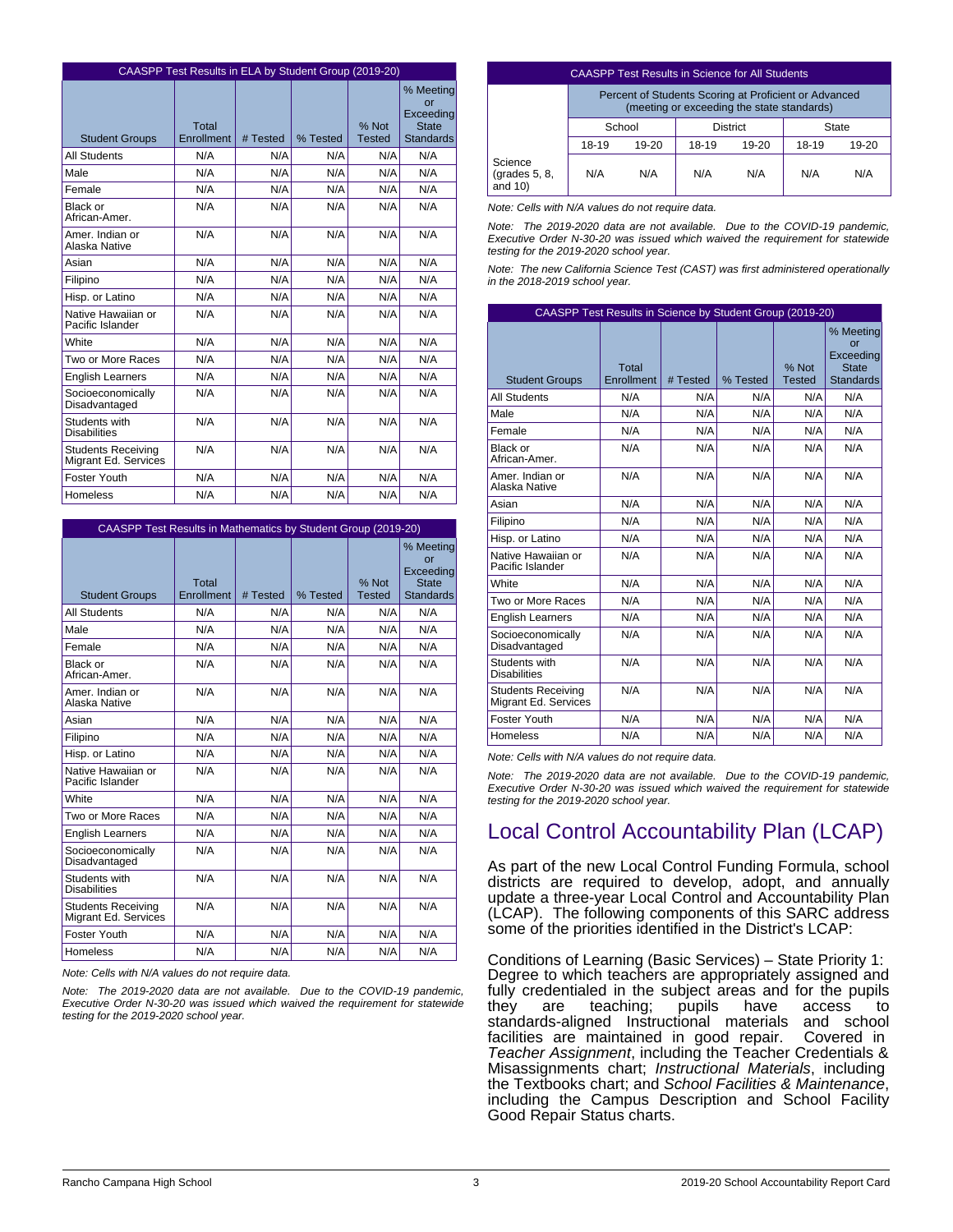| CAASPP Test Results in ELA by Student Group (2019-20) | | | | | |
|---|---|---|---|---|---|
| Student Groups | Total Enrollment | # Tested | % Tested | % Not Tested | % Meeting or Exceeding State Standards |
| All Students | N/A | N/A | N/A | N/A | N/A |
| Male | N/A | N/A | N/A | N/A | N/A |
| Female | N/A | N/A | N/A | N/A | N/A |
| Black or African-Amer. | N/A | N/A | N/A | N/A | N/A |
| Amer. Indian or Alaska Native | N/A | N/A | N/A | N/A | N/A |
| Asian | N/A | N/A | N/A | N/A | N/A |
| Filipino | N/A | N/A | N/A | N/A | N/A |
| Hisp. or Latino | N/A | N/A | N/A | N/A | N/A |
| Native Hawaiian or Pacific Islander | N/A | N/A | N/A | N/A | N/A |
| White | N/A | N/A | N/A | N/A | N/A |
| Two or More Races | N/A | N/A | N/A | N/A | N/A |
| English Learners | N/A | N/A | N/A | N/A | N/A |
| Socioeconomically Disadvantaged | N/A | N/A | N/A | N/A | N/A |
| Students with Disabilities | N/A | N/A | N/A | N/A | N/A |
| Students Receiving Migrant Ed. Services | N/A | N/A | N/A | N/A | N/A |
| Foster Youth | N/A | N/A | N/A | N/A | N/A |
| Homeless | N/A | N/A | N/A | N/A | N/A |

| CAASPP Test Results in Mathematics by Student Group (2019-20) | | | | | |
|---|---|---|---|---|---|
| Student Groups | Total Enrollment | # Tested | % Tested | % Not Tested | % Meeting or Exceeding State Standards |
| All Students | N/A | N/A | N/A | N/A | N/A |
| Male | N/A | N/A | N/A | N/A | N/A |
| Female | N/A | N/A | N/A | N/A | N/A |
| Black or African-Amer. | N/A | N/A | N/A | N/A | N/A |
| Amer. Indian or Alaska Native | N/A | N/A | N/A | N/A | N/A |
| Asian | N/A | N/A | N/A | N/A | N/A |
| Filipino | N/A | N/A | N/A | N/A | N/A |
| Hisp. or Latino | N/A | N/A | N/A | N/A | N/A |
| Native Hawaiian or Pacific Islander | N/A | N/A | N/A | N/A | N/A |
| White | N/A | N/A | N/A | N/A | N/A |
| Two or More Races | N/A | N/A | N/A | N/A | N/A |
| English Learners | N/A | N/A | N/A | N/A | N/A |
| Socioeconomically Disadvantaged | N/A | N/A | N/A | N/A | N/A |
| Students with Disabilities | N/A | N/A | N/A | N/A | N/A |
| Students Receiving Migrant Ed. Services | N/A | N/A | N/A | N/A | N/A |
| Foster Youth | N/A | N/A | N/A | N/A | N/A |
| Homeless | N/A | N/A | N/A | N/A | N/A |

*Note: Cells with N/A values do not require data.*

*Note: The 2019-2020 data are not available. Due to the COVID-19 pandemic, Executive Order N-30-20 was issued which waived the requirement for statewide testing for the 2019-2020 school year.*

| CAASPP Test Results in Science for All Students | | | | | | |
|---|---|---|---|---|---|---|
| | Percent of Students Scoring at Proficient or Advanced (meeting or exceeding the state standards) | | | | | |
| | School | | District | | State | |
| | 18-19 | 19-20 | 18-19 | 19-20 | 18-19 | 19-20 |
| Science (grades 5, 8, and 10) | N/A | N/A | N/A | N/A | N/A | N/A |

*Note: Cells with N/A values do not require data.*

*Note: The 2019-2020 data are not available. Due to the COVID-19 pandemic, Executive Order N-30-20 was issued which waived the requirement for statewide testing for the 2019-2020 school year.*

*Note: The new California Science Test (CAST) was first administered operationally in the 2018-2019 school year.*

| CAASPP Test Results in Science by Student Group (2019-20) | | | | | |
|---|---|---|---|---|---|
| Student Groups | Total Enrollment | # Tested | % Tested | % Not Tested | % Meeting or Exceeding State Standards |
| All Students | N/A | N/A | N/A | N/A | N/A |
| Male | N/A | N/A | N/A | N/A | N/A |
| Female | N/A | N/A | N/A | N/A | N/A |
| Black or African-Amer. | N/A | N/A | N/A | N/A | N/A |
| Amer. Indian or Alaska Native | N/A | N/A | N/A | N/A | N/A |
| Asian | N/A | N/A | N/A | N/A | N/A |
| Filipino | N/A | N/A | N/A | N/A | N/A |
| Hisp. or Latino | N/A | N/A | N/A | N/A | N/A |
| Native Hawaiian or Pacific Islander | N/A | N/A | N/A | N/A | N/A |
| White | N/A | N/A | N/A | N/A | N/A |
| Two or More Races | N/A | N/A | N/A | N/A | N/A |
| English Learners | N/A | N/A | N/A | N/A | N/A |
| Socioeconomically Disadvantaged | N/A | N/A | N/A | N/A | N/A |
| Students with Disabilities | N/A | N/A | N/A | N/A | N/A |
| Students Receiving Migrant Ed. Services | N/A | N/A | N/A | N/A | N/A |
| Foster Youth | N/A | N/A | N/A | N/A | N/A |
| Homeless | N/A | N/A | N/A | N/A | N/A |

*Note: Cells with N/A values do not require data.*

*Note: The 2019-2020 data are not available. Due to the COVID-19 pandemic, Executive Order N-30-20 was issued which waived the requirement for statewide testing for the 2019-2020 school year.*

# Local Control Accountability Plan (LCAP)

As part of the new Local Control Funding Formula, school districts are required to develop, adopt, and annually update a three-year Local Control and Accountability Plan (LCAP). The following components of this SARC address some of the priorities identified in the District's LCAP:

Conditions of Learning (Basic Services) – State Priority 1: Degree to which teachers are appropriately assigned and fully credentialed in the subject areas and for the pupils they are teaching; pupils have access to standards-aligned Instructional materials and school facilities are maintained in good repair. Covered in *Teacher Assignment*, including the Teacher Credentials & Misassignments chart; *Instructional Materials*, including the Textbooks chart; and *School Facilities & Maintenance*, including the Campus Description and School Facility Good Repair Status charts.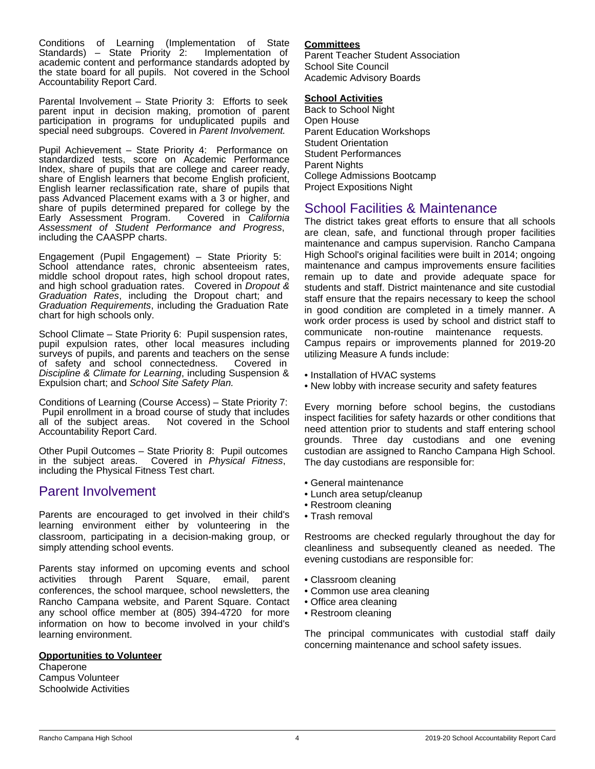Conditions of Learning (Implementation of State Standards) – State Priority 2: Implementation of academic content and performance standards adopted by the state board for all pupils. Not covered in the School Accountability Report Card.

Parental Involvement – State Priority 3: Efforts to seek parent input in decision making, promotion of parent participation in programs for unduplicated pupils and special need subgroups. Covered in *Parent Involvement.*

Pupil Achievement – State Priority 4: Performance on standardized tests, score on Academic Performance Index, share of pupils that are college and career ready, share of English learners that become English proficient, English learner reclassification rate, share of pupils that pass Advanced Placement exams with a 3 or higher, and share of pupils determined prepared for college by the Early Assessment Program. Covered in *California Assessment of Student Performance and Progress*, including the CAASPP charts.

Engagement (Pupil Engagement) – State Priority 5: School attendance rates, chronic absenteeism rates, middle school dropout rates, high school dropout rates, and high school graduation rates. Covered in *Dropout & Graduation Rates*, including the Dropout chart; and *Graduation Requirements*, including the Graduation Rate chart for high schools only.

School Climate – State Priority 6: Pupil suspension rates, pupil expulsion rates, other local measures including surveys of pupils, and parents and teachers on the sense of safety and school connectedness. Covered in *Discipline & Climate for Learning*, including Suspension & Expulsion chart; and *School Site Safety Plan.*

Conditions of Learning (Course Access) – State Priority 7: Pupil enrollment in a broad course of study that includes all of the subject areas. Not covered in the School Accountability Report Card.

Other Pupil Outcomes – State Priority 8: Pupil outcomes in the subject areas. Covered in *Physical Fitness*, including the Physical Fitness Test chart.

## Parent Involvement

Parents are encouraged to get involved in their child's learning environment either by volunteering in the classroom, participating in a decision-making group, or simply attending school events.

Parents stay informed on upcoming events and school activities through Parent Square, email, parent conferences, the school marquee, school newsletters, the Rancho Campana website, and Parent Square. Contact any school office member at (805) 394-4720 for more information on how to become involved in your child's learning environment.

**Opportunities to Volunteer**

Chaperone
Campus Volunteer
Schoolwide Activities

**Committees**

Parent Teacher Student Association
School Site Council
Academic Advisory Boards

**School Activities**

Back to School Night
Open House
Parent Education Workshops
Student Orientation
Student Performances
Parent Nights
College Admissions Bootcamp
Project Expositions Night

## School Facilities & Maintenance

The district takes great efforts to ensure that all schools are clean, safe, and functional through proper facilities maintenance and campus supervision. Rancho Campana High School's original facilities were built in 2014; ongoing maintenance and campus improvements ensure facilities remain up to date and provide adequate space for students and staff. District maintenance and site custodial staff ensure that the repairs necessary to keep the school in good condition are completed in a timely manner. A work order process is used by school and district staff to communicate non-routine maintenance requests. Campus repairs or improvements planned for 2019-20 utilizing Measure A funds include:

- Installation of HVAC systems
- New lobby with increase security and safety features

Every morning before school begins, the custodians inspect facilities for safety hazards or other conditions that need attention prior to students and staff entering school grounds. Three day custodians and one evening custodian are assigned to Rancho Campana High School. The day custodians are responsible for:

- General maintenance
- Lunch area setup/cleanup
- Restroom cleaning
- Trash removal

Restrooms are checked regularly throughout the day for cleanliness and subsequently cleaned as needed. The evening custodians are responsible for:

- Classroom cleaning
- Common use area cleaning
- Office area cleaning
- Restroom cleaning

The principal communicates with custodial staff daily concerning maintenance and school safety issues.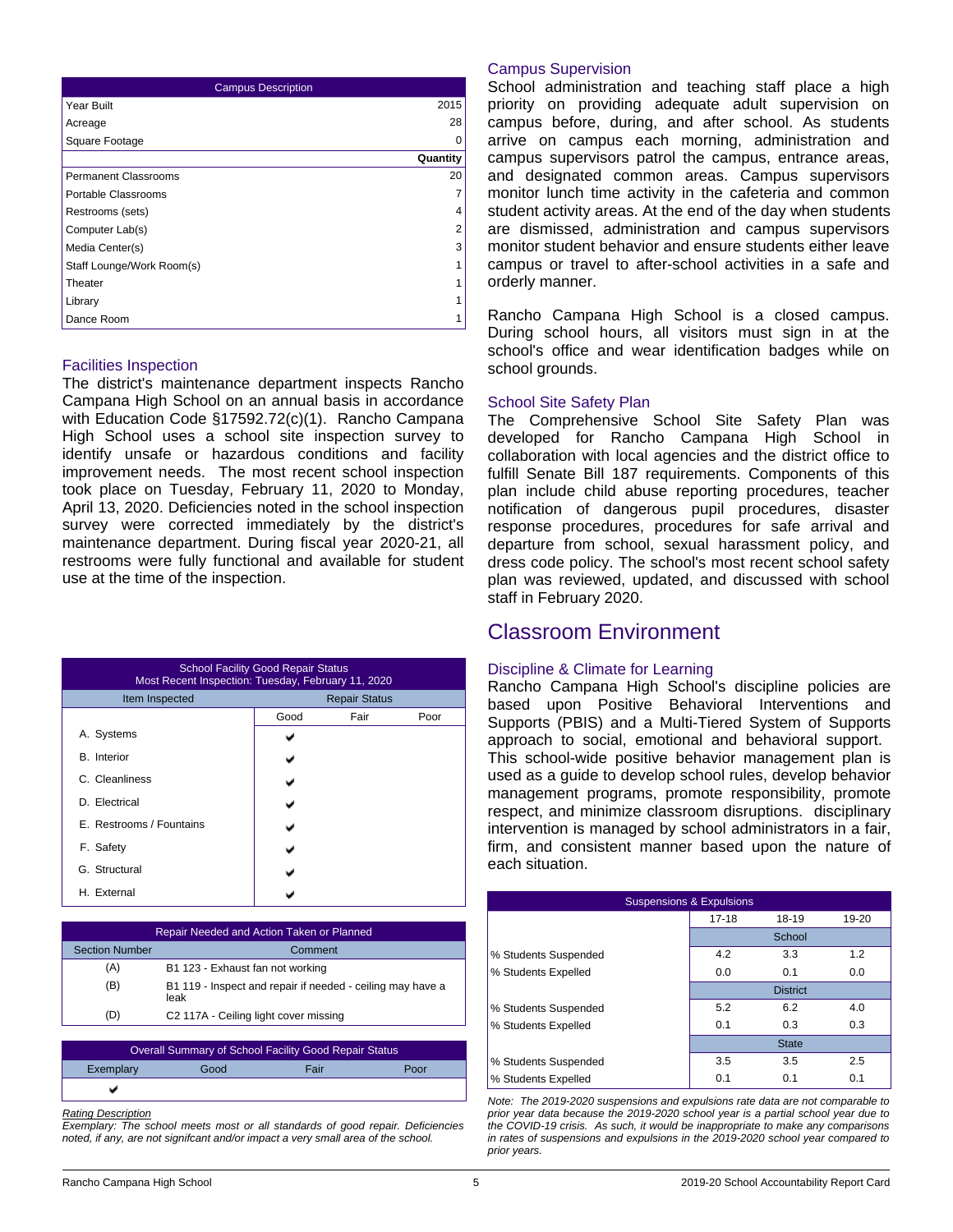| Campus Description | |
|---|---|
| Year Built | 2015 |
| Acreage | 28 |
| Square Footage | 0 |
| | **Quantity** |
| Permanent Classrooms | 20 |
| Portable Classrooms | 7 |
| Restrooms (sets) | 4 |
| Computer Lab(s) | 2 |
| Media Center(s) | 3 |
| Staff Lounge/Work Room(s) | 1 |
| Theater | 1 |
| Library | 1 |
| Dance Room | 1 |

### Facilities Inspection

The district's maintenance department inspects Rancho Campana High School on an annual basis in accordance with Education Code §17592.72(c)(1). Rancho Campana High School uses a school site inspection survey to identify unsafe or hazardous conditions and facility improvement needs. The most recent school inspection took place on Tuesday, February 11, 2020 to Monday, April 13, 2020. Deficiencies noted in the school inspection survey were corrected immediately by the district's maintenance department. During fiscal year 2020-21, all restrooms were fully functional and available for student use at the time of the inspection.

| School Facility Good Repair Status<br>Most Recent Inspection: Tuesday, February 11, 2020 | | | |
|---|---|---|---|
| Item Inspected | Repair Status | | |
| | Good | Fair | Poor |
| A. Systems | ✔ | | |
| B. Interior | ✔ | | |
| C. Cleanliness | ✔ | | |
| D. Electrical | ✔ | | |
| E. Restrooms / Fountains | ✔ | | |
| F. Safety | ✔ | | |
| G. Structural | ✔ | | |
| H. External | ✔ | | |

| Repair Needed and Action Taken or Planned | |
|---|---|
| Section Number | Comment |
| (A) | B1 123 - Exhaust fan not working |
| (B) | B1 119 - Inspect and repair if needed - ceiling may have a leak |
| (D) | C2 117A - Ceiling light cover missing |

| Overall Summary of School Facility Good Repair Status | | | |
|---|---|---|---|
| Exemplary | Good | Fair | Poor |
| ✔ | | | |

*Rating Description*
*Exemplary: The school meets most or all standards of good repair. Deficiencies noted, if any, are not signifcant and/or impact a very small area of the school.*

### Campus Supervision

School administration and teaching staff place a high priority on providing adequate adult supervision on campus before, during, and after school. As students arrive on campus each morning, administration and campus supervisors patrol the campus, entrance areas, and designated common areas. Campus supervisors monitor lunch time activity in the cafeteria and common student activity areas. At the end of the day when students are dismissed, administration and campus supervisors monitor student behavior and ensure students either leave campus or travel to after-school activities in a safe and orderly manner.

Rancho Campana High School is a closed campus. During school hours, all visitors must sign in at the school's office and wear identification badges while on school grounds.

### School Site Safety Plan

The Comprehensive School Site Safety Plan was developed for Rancho Campana High School in collaboration with local agencies and the district office to fulfill Senate Bill 187 requirements. Components of this plan include child abuse reporting procedures, teacher notification of dangerous pupil procedures, disaster response procedures, procedures for safe arrival and departure from school, sexual harassment policy, and dress code policy. The school's most recent school safety plan was reviewed, updated, and discussed with school staff in February 2020.

## Classroom Environment

### Discipline & Climate for Learning

Rancho Campana High School's discipline policies are based upon Positive Behavioral Interventions and Supports (PBIS) and a Multi-Tiered System of Supports approach to social, emotional and behavioral support. This school-wide positive behavior management plan is used as a guide to develop school rules, develop behavior management programs, promote responsibility, promote respect, and minimize classroom disruptions. disciplinary intervention is managed by school administrators in a fair, firm, and consistent manner based upon the nature of each situation.

| Suspensions & Expulsions | | | |
|---|---|---|---|
| | 17-18 | 18-19 | 19-20 |
| | School | | |
| % Students Suspended | 4.2 | 3.3 | 1.2 |
| % Students Expelled | 0.0 | 0.1 | 0.0 |
| | District | | |
| % Students Suspended | 5.2 | 6.2 | 4.0 |
| % Students Expelled | 0.1 | 0.3 | 0.3 |
| | State | | |
| % Students Suspended | 3.5 | 3.5 | 2.5 |
| % Students Expelled | 0.1 | 0.1 | 0.1 |

*Note: The 2019-2020 suspensions and expulsions rate data are not comparable to prior year data because the 2019-2020 school year is a partial school year due to the COVID-19 crisis. As such, it would be inappropriate to make any comparisons in rates of suspensions and expulsions in the 2019-2020 school year compared to prior years.*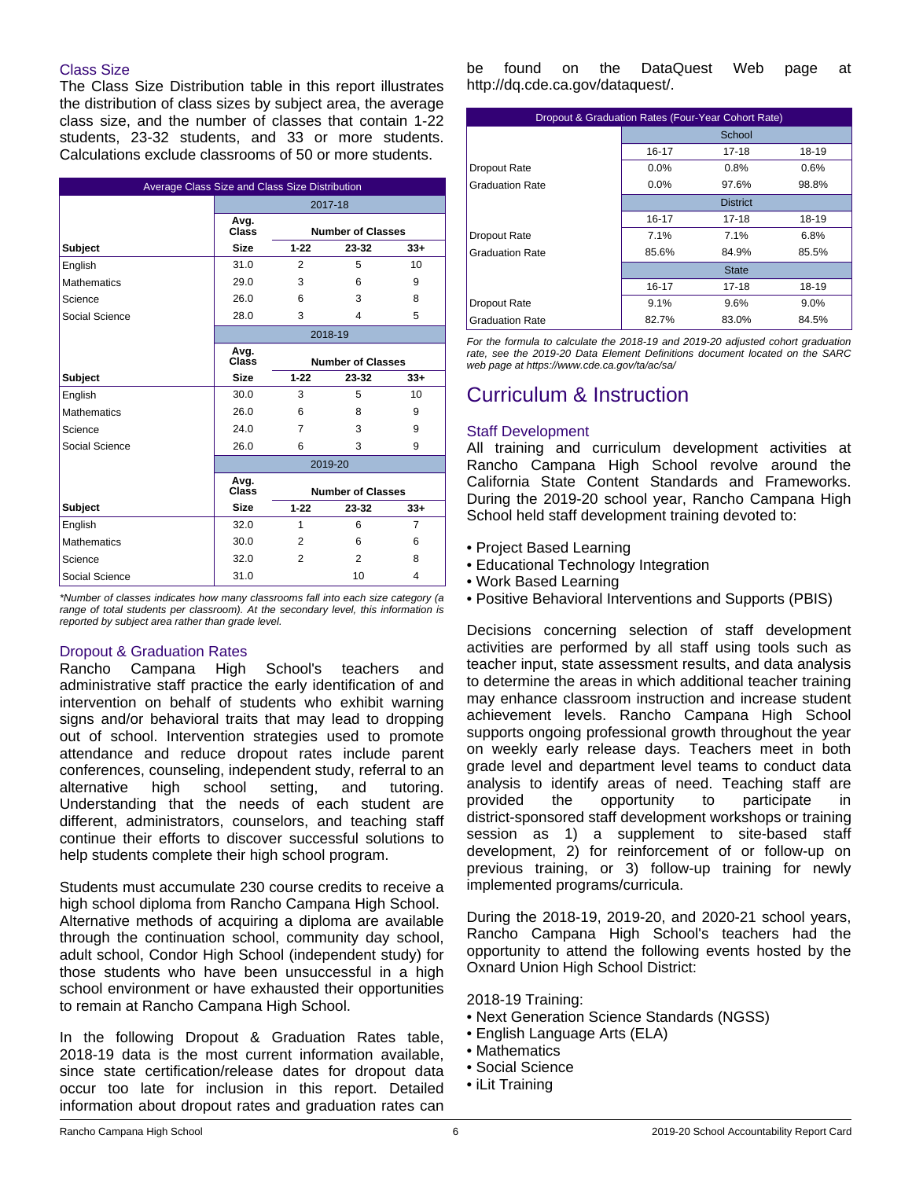### Class Size

The Class Size Distribution table in this report illustrates the distribution of class sizes by subject area, the average class size, and the number of classes that contain 1-22 students, 23-32 students, and 33 or more students. Calculations exclude classrooms of 50 or more students.

| Average Class Size and Class Size Distribution | | | | |
|---|---|---|---|---|
| | 2017-18 | | | |
| Subject | Avg. Class Size | Number of Classes 1-22 | 23-32 | 33+ |
| English | 31.0 | 2 | 5 | 10 |
| Mathematics | 29.0 | 3 | 6 | 9 |
| Science | 26.0 | 6 | 3 | 8 |
| Social Science | 28.0 | 3 | 4 | 5 |
| | 2018-19 | | | |
| Subject | Avg. Class Size | Number of Classes 1-22 | 23-32 | 33+ |
| English | 30.0 | 3 | 5 | 10 |
| Mathematics | 26.0 | 6 | 8 | 9 |
| Science | 24.0 | 7 | 3 | 9 |
| Social Science | 26.0 | 6 | 3 | 9 |
| | 2019-20 | | | |
| Subject | Avg. Class Size | Number of Classes 1-22 | 23-32 | 33+ |
| English | 32.0 | 1 | 6 | 7 |
| Mathematics | 30.0 | 2 | 6 | 6 |
| Science | 32.0 | 2 | 2 | 8 |
| Social Science | 31.0 | | 10 | 4 |

*\*Number of classes indicates how many classrooms fall into each size category (a range of total students per classroom). At the secondary level, this information is reported by subject area rather than grade level.*

### Dropout & Graduation Rates

Rancho Campana High School's teachers and administrative staff practice the early identification of and intervention on behalf of students who exhibit warning signs and/or behavioral traits that may lead to dropping out of school. Intervention strategies used to promote attendance and reduce dropout rates include parent conferences, counseling, independent study, referral to an alternative high school setting, and tutoring. Understanding that the needs of each student are different, administrators, counselors, and teaching staff continue their efforts to discover successful solutions to help students complete their high school program.

Students must accumulate 230 course credits to receive a high school diploma from Rancho Campana High School. Alternative methods of acquiring a diploma are available through the continuation school, community day school, adult school, Condor High School (independent study) for those students who have been unsuccessful in a high school environment or have exhausted their opportunities to remain at Rancho Campana High School.

In the following Dropout & Graduation Rates table, 2018-19 data is the most current information available, since state certification/release dates for dropout data occur too late for inclusion in this report. Detailed information about dropout rates and graduation rates can be found on the DataQuest Web page at http://dq.cde.ca.gov/dataquest/.

| Dropout & Graduation Rates (Four-Year Cohort Rate) | | | |
|---|---|---|---|
| | School | | |
| | 16-17 | 17-18 | 18-19 |
| Dropout Rate | 0.0% | 0.8% | 0.6% |
| Graduation Rate | 0.0% | 97.6% | 98.8% |
| | District | | |
| | 16-17 | 17-18 | 18-19 |
| Dropout Rate | 7.1% | 7.1% | 6.8% |
| Graduation Rate | 85.6% | 84.9% | 85.5% |
| | State | | |
| | 16-17 | 17-18 | 18-19 |
| Dropout Rate | 9.1% | 9.6% | 9.0% |
| Graduation Rate | 82.7% | 83.0% | 84.5% |

*For the formula to calculate the 2018-19 and 2019-20 adjusted cohort graduation rate, see the 2019-20 Data Element Definitions document located on the SARC web page at https://www.cde.ca.gov/ta/ac/sa/*

## Curriculum & Instruction

### Staff Development

All training and curriculum development activities at Rancho Campana High School revolve around the California State Content Standards and Frameworks. During the 2019-20 school year, Rancho Campana High School held staff development training devoted to:

- Project Based Learning
- Educational Technology Integration
- Work Based Learning
- Positive Behavioral Interventions and Supports (PBIS)

Decisions concerning selection of staff development activities are performed by all staff using tools such as teacher input, state assessment results, and data analysis to determine the areas in which additional teacher training may enhance classroom instruction and increase student achievement levels. Rancho Campana High School supports ongoing professional growth throughout the year on weekly early release days. Teachers meet in both grade level and department level teams to conduct data analysis to identify areas of need. Teaching staff are provided the opportunity to participate in district-sponsored staff development workshops or training session as 1) a supplement to site-based staff development, 2) for reinforcement of or follow-up on previous training, or 3) follow-up training for newly implemented programs/curricula.

During the 2018-19, 2019-20, and 2020-21 school years, Rancho Campana High School's teachers had the opportunity to attend the following events hosted by the Oxnard Union High School District:

2018-19 Training:
- Next Generation Science Standards (NGSS)
- English Language Arts (ELA)
- Mathematics
- Social Science
- iLit Training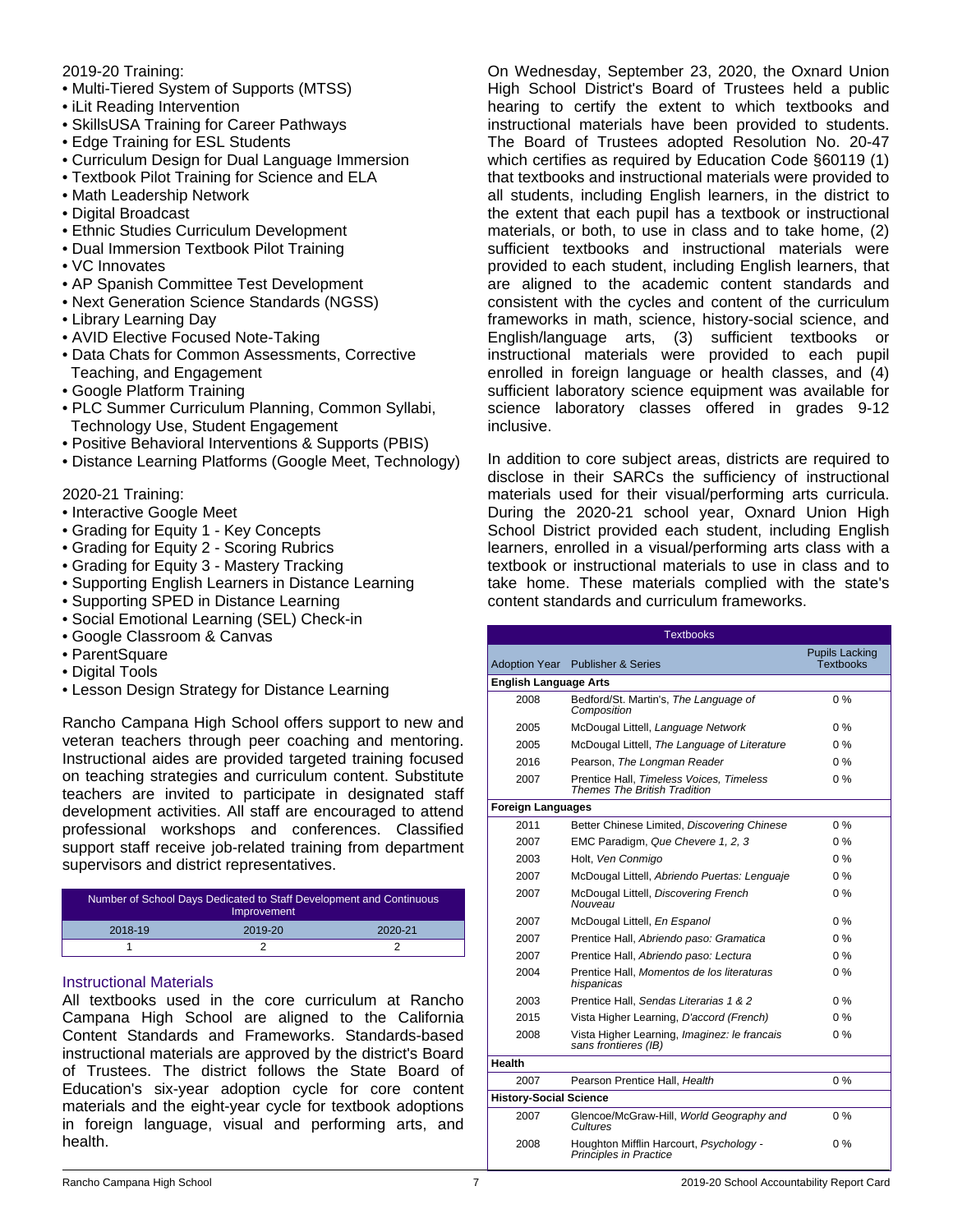2019-20 Training:

- Multi-Tiered System of Supports (MTSS)
- iLit Reading Intervention
- SkillsUSA Training for Career Pathways
- Edge Training for ESL Students
- Curriculum Design for Dual Language Immersion
- Textbook Pilot Training for Science and ELA
- Math Leadership Network
- Digital Broadcast
- Ethnic Studies Curriculum Development
- Dual Immersion Textbook Pilot Training
- VC Innovates
- AP Spanish Committee Test Development
- Next Generation Science Standards (NGSS)
- Library Learning Day
- AVID Elective Focused Note-Taking
- Data Chats for Common Assessments, Corrective Teaching, and Engagement
- Google Platform Training
- PLC Summer Curriculum Planning, Common Syllabi, Technology Use, Student Engagement
- Positive Behavioral Interventions & Supports (PBIS)
- Distance Learning Platforms (Google Meet, Technology)

2020-21 Training:

- Interactive Google Meet
- Grading for Equity 1 - Key Concepts
- Grading for Equity 2 - Scoring Rubrics
- Grading for Equity 3 - Mastery Tracking
- Supporting English Learners in Distance Learning
- Supporting SPED in Distance Learning
- Social Emotional Learning (SEL) Check-in
- Google Classroom & Canvas
- ParentSquare
- Digital Tools
- Lesson Design Strategy for Distance Learning

Rancho Campana High School offers support to new and veteran teachers through peer coaching and mentoring. Instructional aides are provided targeted training focused on teaching strategies and curriculum content. Substitute teachers are invited to participate in designated staff development activities. All staff are encouraged to attend professional workshops and conferences. Classified support staff receive job-related training from department supervisors and district representatives.

| Number of School Days Dedicated to Staff Development and Continuous Improvement | | |
|---|---|---|
| 2018-19 | 2019-20 | 2020-21 |
| 1 | 2 | 2 |

## Instructional Materials

All textbooks used in the core curriculum at Rancho Campana High School are aligned to the California Content Standards and Frameworks. Standards-based instructional materials are approved by the district's Board of Trustees. The district follows the State Board of Education's six-year adoption cycle for core content materials and the eight-year cycle for textbook adoptions in foreign language, visual and performing arts, and health.

On Wednesday, September 23, 2020, the Oxnard Union High School District's Board of Trustees held a public hearing to certify the extent to which textbooks and instructional materials have been provided to students. The Board of Trustees adopted Resolution No. 20-47 which certifies as required by Education Code §60119 (1) that textbooks and instructional materials were provided to all students, including English learners, in the district to the extent that each pupil has a textbook or instructional materials, or both, to use in class and to take home, (2) sufficient textbooks and instructional materials were provided to each student, including English learners, that are aligned to the academic content standards and consistent with the cycles and content of the curriculum frameworks in math, science, history-social science, and English/language arts, (3) sufficient textbooks or instructional materials were provided to each pupil enrolled in foreign language or health classes, and (4) sufficient laboratory science equipment was available for science laboratory classes offered in grades 9-12 inclusive.

In addition to core subject areas, districts are required to disclose in their SARCs the sufficiency of instructional materials used for their visual/performing arts curricula. During the 2020-21 school year, Oxnard Union High School District provided each student, including English learners, enrolled in a visual/performing arts class with a textbook or instructional materials to use in class and to take home. These materials complied with the state's content standards and curriculum frameworks.

| Textbooks | | |
|---|---|---|
| Adoption Year | Publisher & Series | Pupils Lacking Textbooks |
| **English Language Arts** | | |
| 2008 | Bedford/St. Martin's, *The Language of Composition* | 0 % |
| 2005 | McDougal Littell, *Language Network* | 0 % |
| 2005 | McDougal Littell, *The Language of Literature* | 0 % |
| 2016 | Pearson, *The Longman Reader* | 0 % |
| 2007 | Prentice Hall, *Timeless Voices, Timeless Themes The British Tradition* | 0 % |
| **Foreign Languages** | | |
| 2011 | Better Chinese Limited, *Discovering Chinese* | 0 % |
| 2007 | EMC Paradigm, *Que Chevere 1, 2, 3* | 0 % |
| 2003 | Holt, *Ven Conmigo* | 0 % |
| 2007 | McDougal Littell, *Abriendo Puertas: Lenguaje* | 0 % |
| 2007 | McDougal Littell, *Discovering French Nouveau* | 0 % |
| 2007 | McDougal Littell, *En Espanol* | 0 % |
| 2007 | Prentice Hall, *Abriendo paso: Gramatica* | 0 % |
| 2007 | Prentice Hall, *Abriendo paso: Lectura* | 0 % |
| 2004 | Prentice Hall, *Momentos de los literaturas hispanicas* | 0 % |
| 2003 | Prentice Hall, *Sendas Literarias 1 & 2* | 0 % |
| 2015 | Vista Higher Learning, *D'accord (French)* | 0 % |
| 2008 | Vista Higher Learning, *Imaginez: le francais sans frontieres (IB)* | 0 % |
| **Health** | | |
| 2007 | Pearson Prentice Hall, *Health* | 0 % |
| **History-Social Science** | | |
| 2007 | Glencoe/McGraw-Hill, *World Geography and Cultures* | 0 % |
| 2008 | Houghton Mifflin Harcourt, *Psychology - Principles in Practice* | 0 % |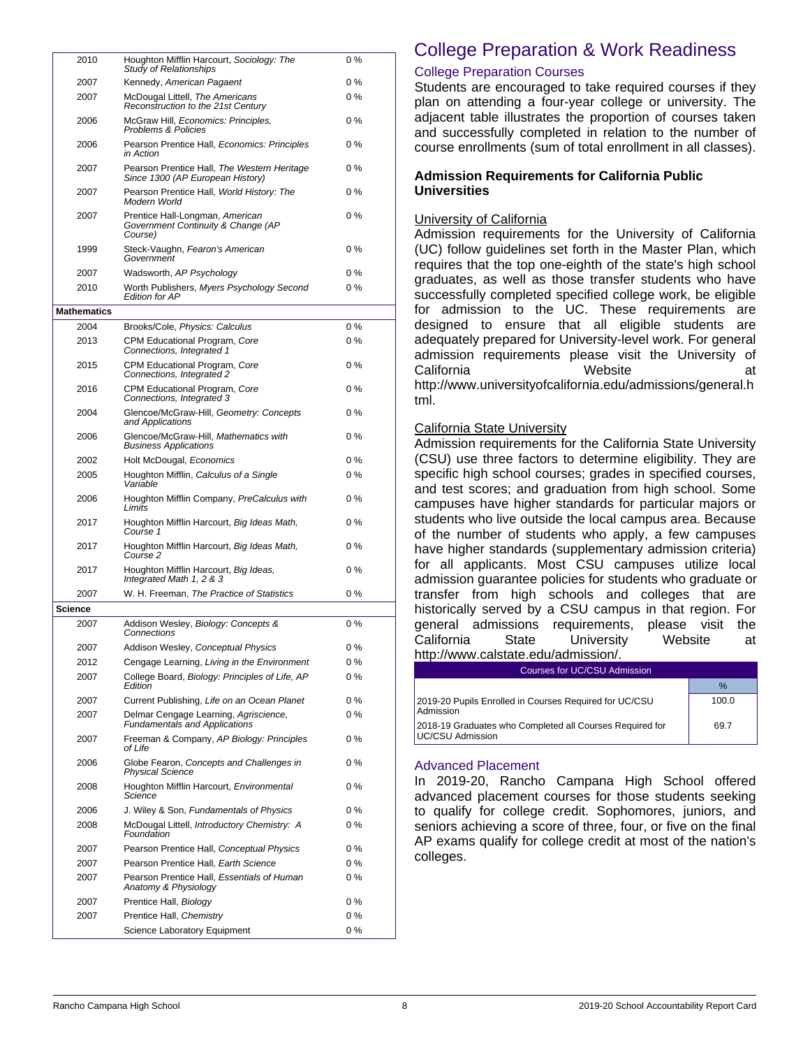| | | |
|---|---|---|
| 2010 | Houghton Mifflin Harcourt, *Sociology: The Study of Relationships* | 0 % |
| 2007 | Kennedy, *American Pagaent* | 0 % |
| 2007 | McDougal Littell, *The Americans Reconstruction to the 21st Century* | 0 % |
| 2006 | McGraw Hill, *Economics: Principles, Problems & Policies* | 0 % |
| 2006 | Pearson Prentice Hall, *Economics: Principles in Action* | 0 % |
| 2007 | Pearson Prentice Hall, *The Western Heritage Since 1300 (AP European History)* | 0 % |
| 2007 | Pearson Prentice Hall, *World History: The Modern World* | 0 % |
| 2007 | Prentice Hall-Longman, *American Government Continuity & Change (AP Course)* | 0 % |
| 1999 | Steck-Vaughn, *Fearon's American Government* | 0 % |
| 2007 | Wadsworth, *AP Psychology* | 0 % |
| 2010 | Worth Publishers, *Myers Psychology Second Edition for AP* | 0 % |
| **Mathematics** | | |
| 2004 | Brooks/Cole, *Physics: Calculus* | 0 % |
| 2013 | CPM Educational Program, *Core Connections, Integrated 1* | 0 % |
| 2015 | CPM Educational Program, *Core Connections, Integrated 2* | 0 % |
| 2016 | CPM Educational Program, *Core Connections, Integrated 3* | 0 % |
| 2004 | Glencoe/McGraw-Hill, *Geometry: Concepts and Applications* | 0 % |
| 2006 | Glencoe/McGraw-Hill, *Mathematics with Business Applications* | 0 % |
| 2002 | Holt McDougal, *Economics* | 0 % |
| 2005 | Houghton Mifflin, *Calculus of a Single Variable* | 0 % |
| 2006 | Houghton Mifflin Company, *PreCalculus with Limits* | 0 % |
| 2017 | Houghton Mifflin Harcourt, *Big Ideas Math, Course 1* | 0 % |
| 2017 | Houghton Mifflin Harcourt, *Big Ideas Math, Course 2* | 0 % |
| 2017 | Houghton Mifflin Harcourt, *Big Ideas, Integrated Math 1, 2 & 3* | 0 % |
| 2007 | W. H. Freeman, *The Practice of Statistics* | 0 % |
| **Science** | | |
| 2007 | Addison Wesley, *Biology: Concepts & Connections* | 0 % |
| 2007 | Addison Wesley, *Conceptual Physics* | 0 % |
| 2012 | Cengage Learning, *Living in the Environment* | 0 % |
| 2007 | College Board, *Biology: Principles of Life, AP Edition* | 0 % |
| 2007 | Current Publishing, *Life on an Ocean Planet* | 0 % |
| 2007 | Delmar Cengage Learning, *Agriscience, Fundamentals and Applications* | 0 % |
| 2007 | Freeman & Company, *AP Biology: Principles of Life* | 0 % |
| 2006 | Globe Fearon, *Concepts and Challenges in Physical Science* | 0 % |
| 2008 | Houghton Mifflin Harcourt, *Environmental Science* | 0 % |
| 2006 | J. Wiley & Son, *Fundamentals of Physics* | 0 % |
| 2008 | McDougal Littell, *Introductory Chemistry: A Foundation* | 0 % |
| 2007 | Pearson Prentice Hall, *Conceptual Physics* | 0 % |
| 2007 | Pearson Prentice Hall, *Earth Science* | 0 % |
| 2007 | Pearson Prentice Hall, *Essentials of Human Anatomy & Physiology* | 0 % |
| 2007 | Prentice Hall, *Biology* | 0 % |
| 2007 | Prentice Hall, *Chemistry* | 0 % |
| | Science Laboratory Equipment | 0 % |

# College Preparation & Work Readiness

## College Preparation Courses

Students are encouraged to take required courses if they plan on attending a four-year college or university. The adjacent table illustrates the proportion of courses taken and successfully completed in relation to the number of course enrollments (sum of total enrollment in all classes).

### Admission Requirements for California Public Universities

University of California

Admission requirements for the University of California (UC) follow guidelines set forth in the Master Plan, which requires that the top one-eighth of the state's high school graduates, as well as those transfer students who have successfully completed specified college work, be eligible for admission to the UC. These requirements are designed to ensure that all eligible students are adequately prepared for University-level work. For general admission requirements please visit the University of California Website at http://www.universityofcalifornia.edu/admissions/general.html.

California State University

Admission requirements for the California State University (CSU) use three factors to determine eligibility. They are specific high school courses; grades in specified courses, and test scores; and graduation from high school. Some campuses have higher standards for particular majors or students who live outside the local campus area. Because of the number of students who apply, a few campuses have higher standards (supplementary admission criteria) for all applicants. Most CSU campuses utilize local admission guarantee policies for students who graduate or transfer from high schools and colleges that are historically served by a CSU campus in that region. For general admissions requirements, please visit the California State University Website at http://www.calstate.edu/admission/.

| Courses for UC/CSU Admission | % |
|---|---|
| 2019-20 Pupils Enrolled in Courses Required for UC/CSU Admission | 100.0 |
| 2018-19 Graduates who Completed all Courses Required for UC/CSU Admission | 69.7 |

## Advanced Placement

In 2019-20, Rancho Campana High School offered advanced placement courses for those students seeking to qualify for college credit. Sophomores, juniors, and seniors achieving a score of three, four, or five on the final AP exams qualify for college credit at most of the nation's colleges.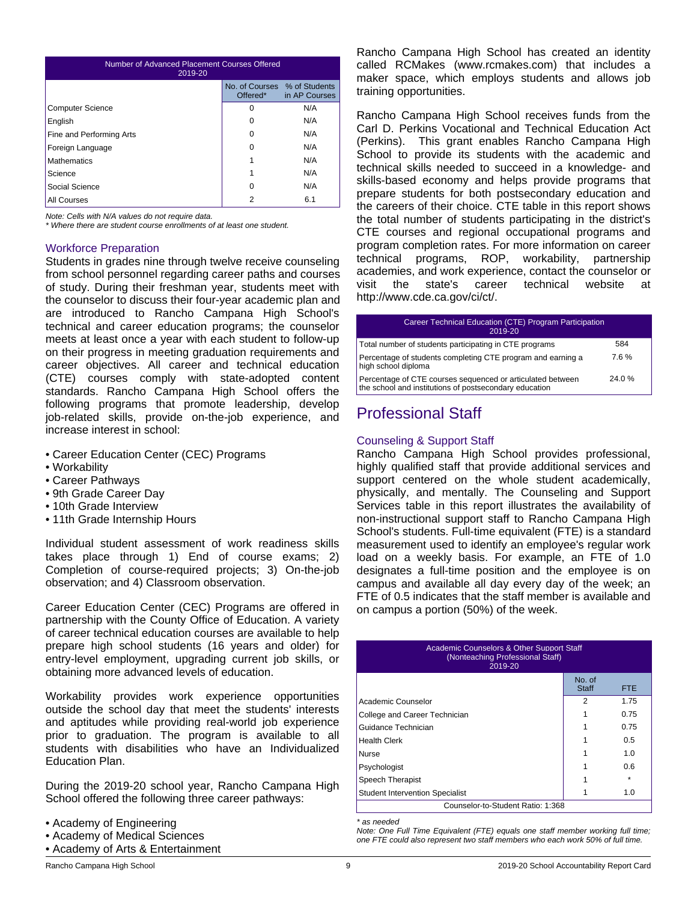| Number of Advanced Placement Courses Offered 2019-20 | | |
|---|---|---|
| | No. of Courses Offered* | % of Students in AP Courses |
| Computer Science | 0 | N/A |
| English | 0 | N/A |
| Fine and Performing Arts | 0 | N/A |
| Foreign Language | 0 | N/A |
| Mathematics | 1 | N/A |
| Science | 1 | N/A |
| Social Science | 0 | N/A |
| All Courses | 2 | 6.1 |

*Note: Cells with N/A values do not require data.*
*\* Where there are student course enrollments of at least one student.*

### Workforce Preparation

Students in grades nine through twelve receive counseling from school personnel regarding career paths and courses of study. During their freshman year, students meet with the counselor to discuss their four-year academic plan and are introduced to Rancho Campana High School's technical and career education programs; the counselor meets at least once a year with each student to follow-up on their progress in meeting graduation requirements and career objectives. All career and technical education (CTE) courses comply with state-adopted content standards. Rancho Campana High School offers the following programs that promote leadership, develop job-related skills, provide on-the-job experience, and increase interest in school:

- Career Education Center (CEC) Programs
- Workability
- Career Pathways
- 9th Grade Career Day
- 10th Grade Interview
- 11th Grade Internship Hours

Individual student assessment of work readiness skills takes place through 1) End of course exams; 2) Completion of course-required projects; 3) On-the-job observation; and 4) Classroom observation.

Career Education Center (CEC) Programs are offered in partnership with the County Office of Education. A variety of career technical education courses are available to help prepare high school students (16 years and older) for entry-level employment, upgrading current job skills, or obtaining more advanced levels of education.

Workability provides work experience opportunities outside the school day that meet the students' interests and aptitudes while providing real-world job experience prior to graduation. The program is available to all students with disabilities who have an Individualized Education Plan.

During the 2019-20 school year, Rancho Campana High School offered the following three career pathways:

- Academy of Engineering
- Academy of Medical Sciences
- Academy of Arts & Entertainment

Rancho Campana High School has created an identity called RCMakes (www.rcmakes.com) that includes a maker space, which employs students and allows job training opportunities.

Rancho Campana High School receives funds from the Carl D. Perkins Vocational and Technical Education Act (Perkins). This grant enables Rancho Campana High School to provide its students with the academic and technical skills needed to succeed in a knowledge- and skills-based economy and helps provide programs that prepare students for both postsecondary education and the careers of their choice. CTE table in this report shows the total number of students participating in the district's CTE courses and regional occupational programs and program completion rates. For more information on career technical programs, ROP, workability, partnership academies, and work experience, contact the counselor or visit the state's career technical website at http://www.cde.ca.gov/ci/ct/.

| Career Technical Education (CTE) Program Participation 2019-20 | |
|---|---|
| Total number of students participating in CTE programs | 584 |
| Percentage of students completing CTE program and earning a high school diploma | 7.6 % |
| Percentage of CTE courses sequenced or articulated between the school and institutions of postsecondary education | 24.0 % |

# Professional Staff

### Counseling & Support Staff

Rancho Campana High School provides professional, highly qualified staff that provide additional services and support centered on the whole student academically, physically, and mentally. The Counseling and Support Services table in this report illustrates the availability of non-instructional support staff to Rancho Campana High School's students. Full-time equivalent (FTE) is a standard measurement used to identify an employee's regular work load on a weekly basis. For example, an FTE of 1.0 designates a full-time position and the employee is on campus and available all day every day of the week; an FTE of 0.5 indicates that the staff member is available and on campus a portion (50%) of the week.

| Academic Counselors & Other Support Staff (Nonteaching Professional Staff) 2019-20 | | |
|---|---|---|
| | No. of Staff | FTE |
| Academic Counselor | 2 | 1.75 |
| College and Career Technician | 1 | 0.75 |
| Guidance Technician | 1 | 0.75 |
| Health Clerk | 1 | 0.5 |
| Nurse | 1 | 1.0 |
| Psychologist | 1 | 0.6 |
| Speech Therapist | 1 | * |
| Student Intervention Specialist | 1 | 1.0 |
| Counselor-to-Student Ratio: 1:368 | | |

*\* as needed*
*Note: One Full Time Equivalent (FTE) equals one staff member working full time; one FTE could also represent two staff members who each work 50% of full time.*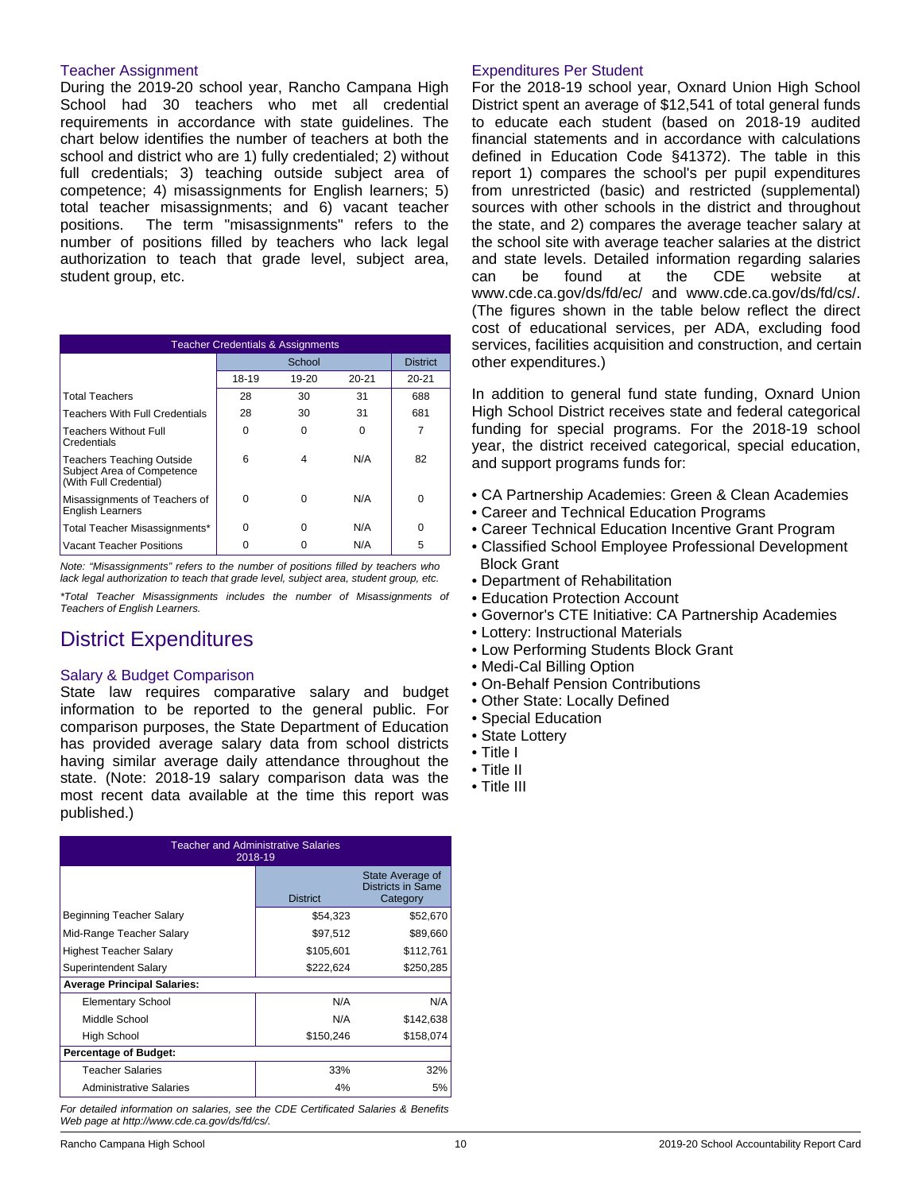### Teacher Assignment

During the 2019-20 school year, Rancho Campana High School had 30 teachers who met all credential requirements in accordance with state guidelines. The chart below identifies the number of teachers at both the school and district who are 1) fully credentialed; 2) without full credentials; 3) teaching outside subject area of competence; 4) misassignments for English learners; 5) total teacher misassignments; and 6) vacant teacher positions. The term "misassignments" refers to the number of positions filled by teachers who lack legal authorization to teach that grade level, subject area, student group, etc.

| Teacher Credentials & Assignments | School | | | District |
|---|---|---|---|---|
| | 18-19 | 19-20 | 20-21 | 20-21 |
| Total Teachers | 28 | 30 | 31 | 688 |
| Teachers With Full Credentials | 28 | 30 | 31 | 681 |
| Teachers Without Full Credentials | 0 | 0 | 0 | 7 |
| Teachers Teaching Outside Subject Area of Competence (With Full Credential) | 6 | 4 | N/A | 82 |
| Misassignments of Teachers of English Learners | 0 | 0 | N/A | 0 |
| Total Teacher Misassignments* | 0 | 0 | N/A | 0 |
| Vacant Teacher Positions | 0 | 0 | N/A | 5 |

*Note: "Misassignments" refers to the number of positions filled by teachers who lack legal authorization to teach that grade level, subject area, student group, etc.*

**Total Teacher Misassignments includes the number of Misassignments of Teachers of English Learners.*

## District Expenditures

### Salary & Budget Comparison

State law requires comparative salary and budget information to be reported to the general public. For comparison purposes, the State Department of Education has provided average salary data from school districts having similar average daily attendance throughout the state. (Note: 2018-19 salary comparison data was the most recent data available at the time this report was published.)

| Teacher and Administrative Salaries 2018-19 | District | State Average of Districts in Same Category |
|---|---|---|
| Beginning Teacher Salary | $54,323 | $52,670 |
| Mid-Range Teacher Salary | $97,512 | $89,660 |
| Highest Teacher Salary | $105,601 | $112,761 |
| Superintendent Salary | $222,624 | $250,285 |
| **Average Principal Salaries:** | | |
| Elementary School | N/A | N/A |
| Middle School | N/A | $142,638 |
| High School | $150,246 | $158,074 |
| **Percentage of Budget:** | | |
| Teacher Salaries | 33% | 32% |
| Administrative Salaries | 4% | 5% |

*For detailed information on salaries, see the CDE Certificated Salaries & Benefits Web page at http://www.cde.ca.gov/ds/fd/cs/.*

### Expenditures Per Student

For the 2018-19 school year, Oxnard Union High School District spent an average of $12,541 of total general funds to educate each student (based on 2018-19 audited financial statements and in accordance with calculations defined in Education Code §41372). The table in this report 1) compares the school's per pupil expenditures from unrestricted (basic) and restricted (supplemental) sources with other schools in the district and throughout the state, and 2) compares the average teacher salary at the school site with average teacher salaries at the district and state levels. Detailed information regarding salaries can be found at the CDE website at www.cde.ca.gov/ds/fd/ec/ and www.cde.ca.gov/ds/fd/cs/. (The figures shown in the table below reflect the direct cost of educational services, per ADA, excluding food services, facilities acquisition and construction, and certain other expenditures.)

In addition to general fund state funding, Oxnard Union High School District receives state and federal categorical funding for special programs. For the 2018-19 school year, the district received categorical, special education, and support programs funds for:

- CA Partnership Academies: Green & Clean Academies
- Career and Technical Education Programs
- Career Technical Education Incentive Grant Program
- Classified School Employee Professional Development Block Grant
- Department of Rehabilitation
- Education Protection Account
- Governor's CTE Initiative: CA Partnership Academies
- Lottery: Instructional Materials
- Low Performing Students Block Grant
- Medi-Cal Billing Option
- On-Behalf Pension Contributions
- Other State: Locally Defined
- Special Education
- State Lottery
- Title I
- Title II
- Title III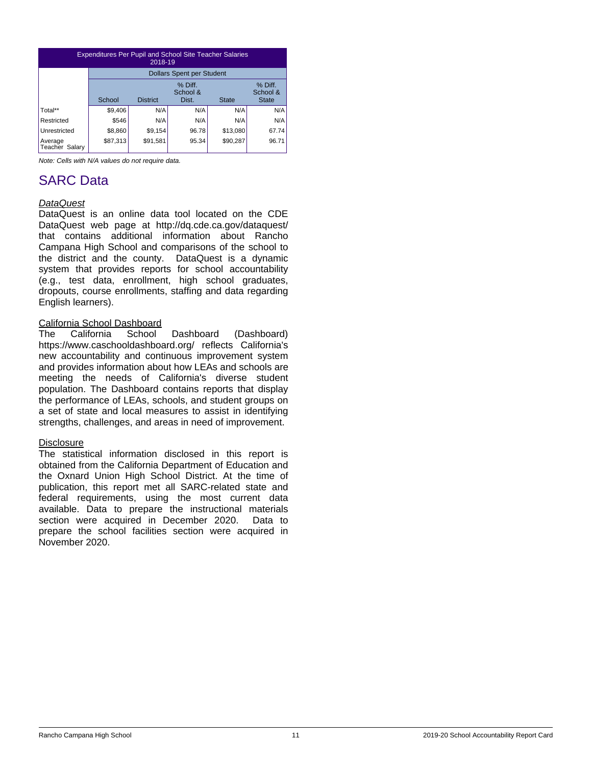| Expenditures Per Pupil and School Site Teacher Salaries 2018-19 | | | | | |
|---|---|---|---|---|---|
| | Dollars Spent per Student | | | | |
| | School | District | % Diff. School & Dist. | State | % Diff. School & State |
| Total** | $9,406 | N/A | N/A | N/A | N/A |
| Restricted | $546 | N/A | N/A | N/A | N/A |
| Unrestricted | $8,860 | $9,154 | 96.78 | $13,080 | 67.74 |
| Average Teacher Salary | $87,313 | $91,581 | 95.34 | $90,287 | 96.71 |

*Note: Cells with N/A values do not require data.*

# SARC Data

*DataQuest*

DataQuest is an online data tool located on the CDE DataQuest web page at http://dq.cde.ca.gov/dataquest/ that contains additional information about Rancho Campana High School and comparisons of the school to the district and the county. DataQuest is a dynamic system that provides reports for school accountability (e.g., test data, enrollment, high school graduates, dropouts, course enrollments, staffing and data regarding English learners).

California School Dashboard

The California School Dashboard (Dashboard) https://www.caschooldashboard.org/ reflects California's new accountability and continuous improvement system and provides information about how LEAs and schools are meeting the needs of California's diverse student population. The Dashboard contains reports that display the performance of LEAs, schools, and student groups on a set of state and local measures to assist in identifying strengths, challenges, and areas in need of improvement.

Disclosure

The statistical information disclosed in this report is obtained from the California Department of Education and the Oxnard Union High School District. At the time of publication, this report met all SARC-related state and federal requirements, using the most current data available. Data to prepare the instructional materials section were acquired in December 2020. Data to prepare the school facilities section were acquired in November 2020.